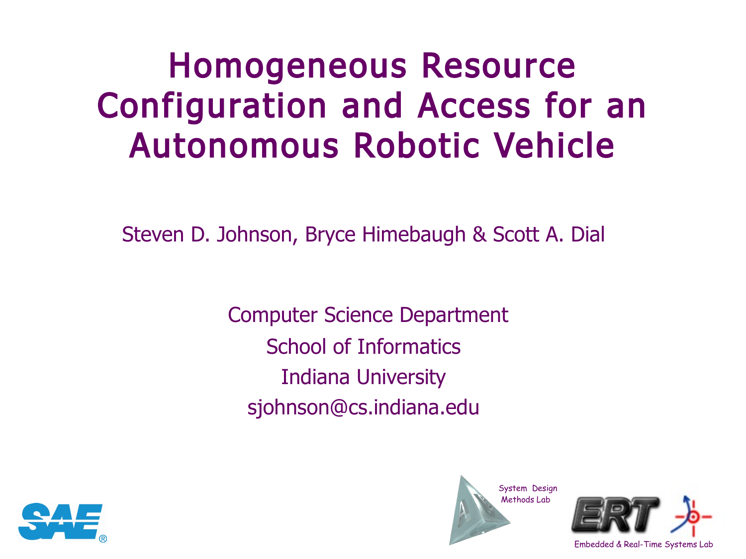# Homogeneous Resource Configuration and Access for an Autonomous Robotic Vehicle

Steven D. Johnson, Bryce Himebaugh & Scott A. Dial

Computer Science Department
School of Informatics
Indiana University
sjohnson@cs.indiana.edu

System Design Methods Lab

Embedded & Real-Time Systems Lab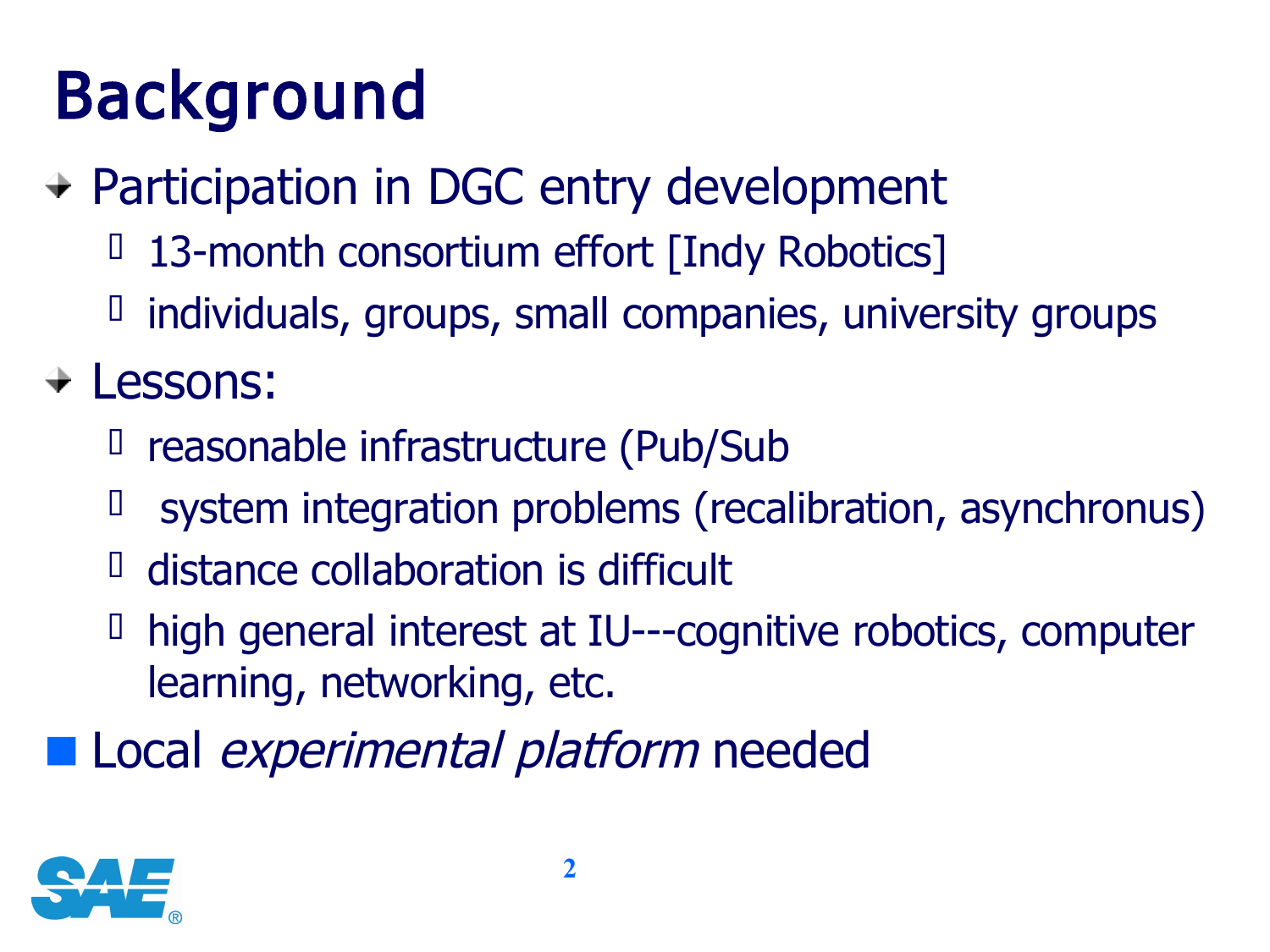# Background

- Participation in DGC entry development
  - 13-month consortium effort [Indy Robotics]
  - individuals, groups, small companies, university groups
- Lessons:
  - reasonable infrastructure (Pub/Sub
  - system integration problems (recalibration, asynchronus)
  - distance collaboration is difficult
  - high general interest at IU---cognitive robotics, computer learning, networking, etc.
- Local *experimental platform* needed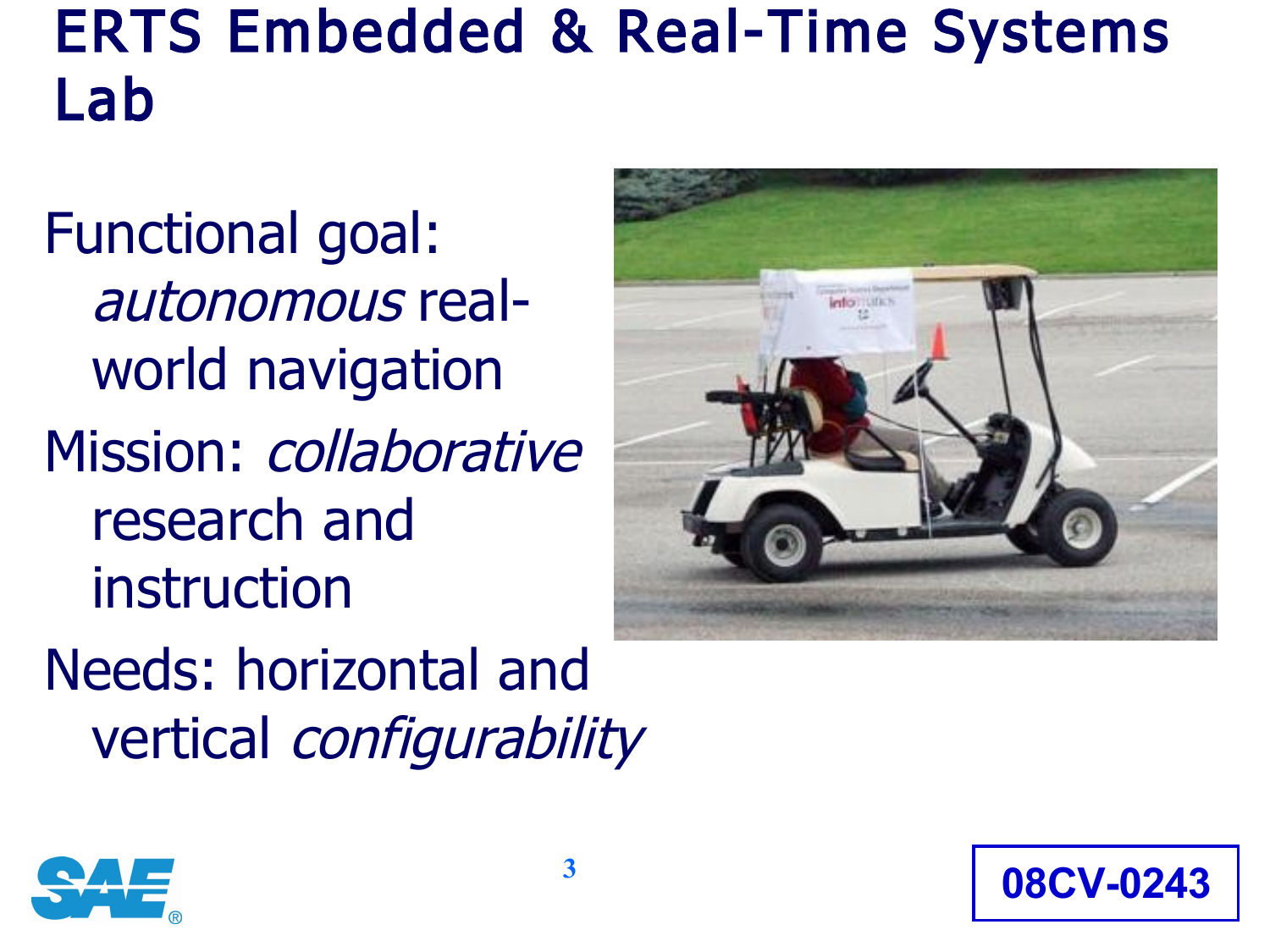# ERTS Embedded & Real-Time Systems Lab

Functional goal: *autonomous* real-world navigation

Mission: *collaborative* research and instruction

Needs: horizontal and vertical *configurability*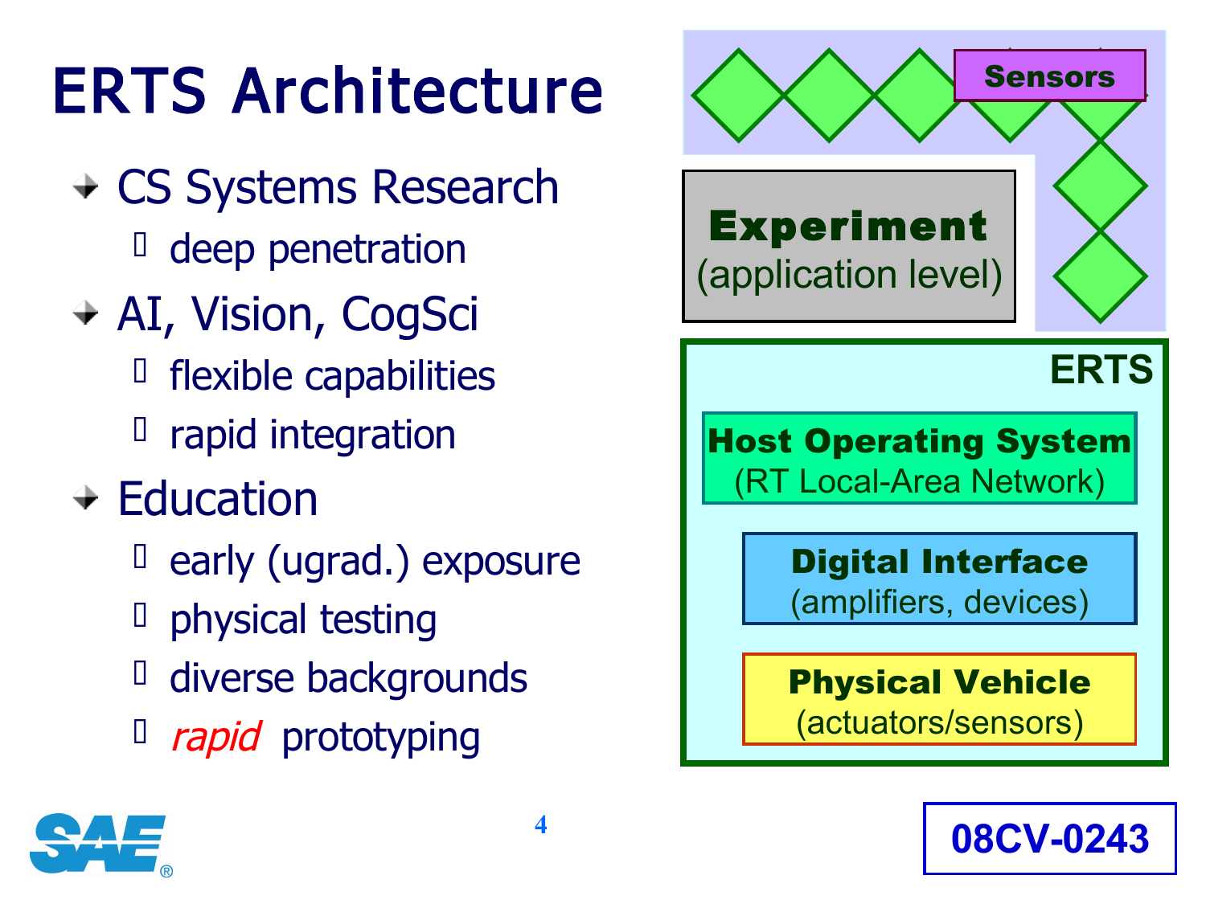# ERTS Architecture

- CS Systems Research
  - deep penetration
- AI, Vision, CogSci
  - flexible capabilities
  - rapid integration
- Education
  - early (ugrad.) exposure
  - physical testing
  - diverse backgrounds
  - *rapid* prototyping

Sensors

**Experiment**
(application level)

**ERTS**

**Host Operating System**
(RT Local-Area Network)

**Digital Interface**
(amplifiers, devices)

**Physical Vehicle**
(actuators/sensors)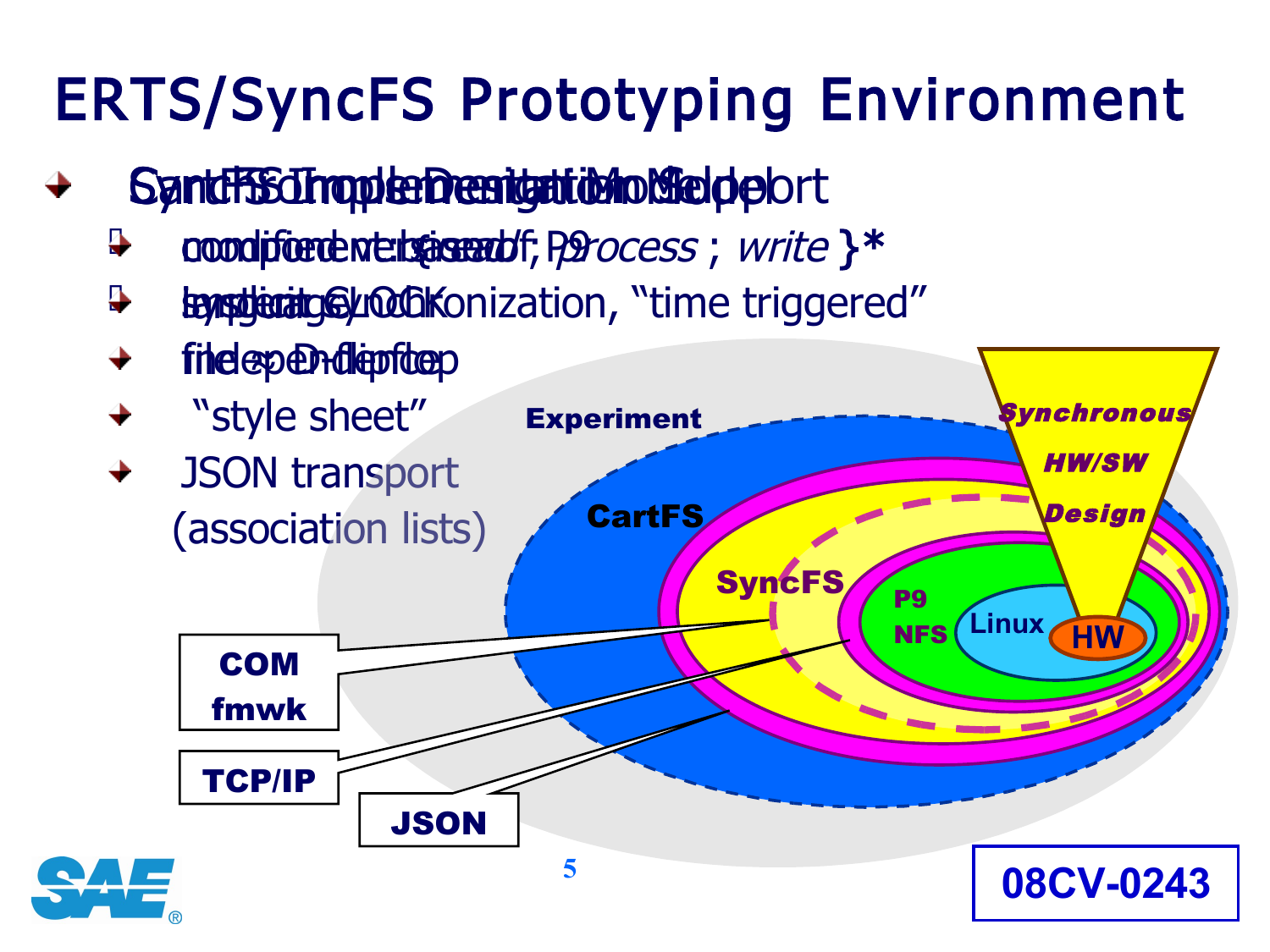# ERTS/SyncFS Prototyping Environment

- SyncFS Implementation Model
  - component-based {*read* ; *process* ; *write* }*
  - implicit synchronization, "time triggered"
  - file = D-flipflop
- CartFS Implementation Support
  - modified version of P9
  - language CLOCK
  - independence
  - "style sheet"
  - JSON transport (association lists)

Experiment

CartFS

SyncFS

P9

NFS

Linux

HW

Synchronous HW/SW Design

COM fmwk

TCP/IP

JSON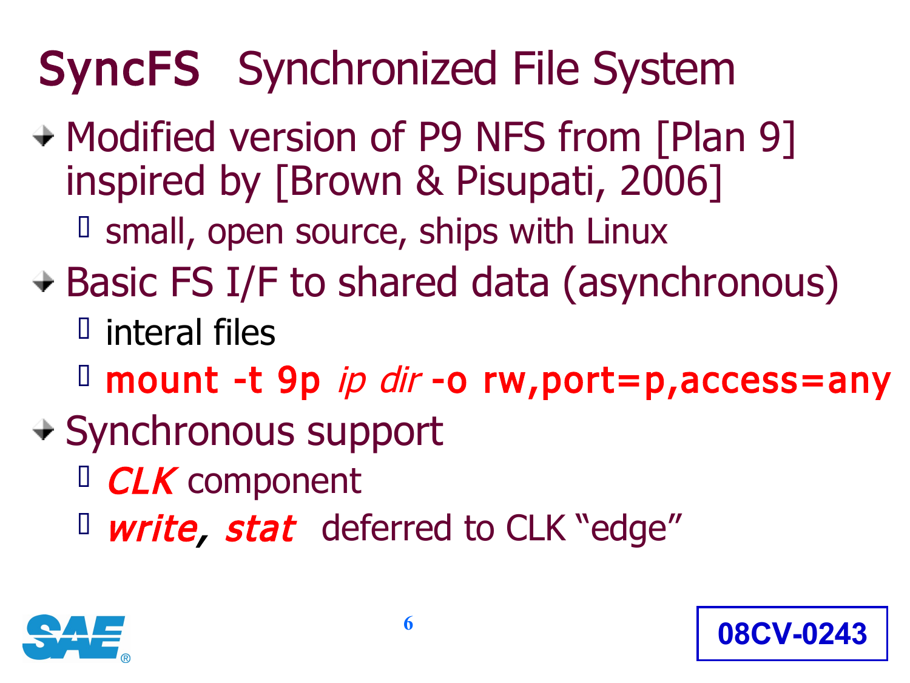# SyncFS Synchronized File System

- Modified version of P9 NFS from [Plan 9] inspired by [Brown & Pisupati, 2006]
  - small, open source, ships with Linux
- Basic FS I/F to shared data (asynchronous)
  - interal files
  - **mount -t 9p** *ip dir* **-o rw,port=p,access=any**
- Synchronous support
  - *CLK* component
  - ***write***, ***stat*** deferred to CLK "edge"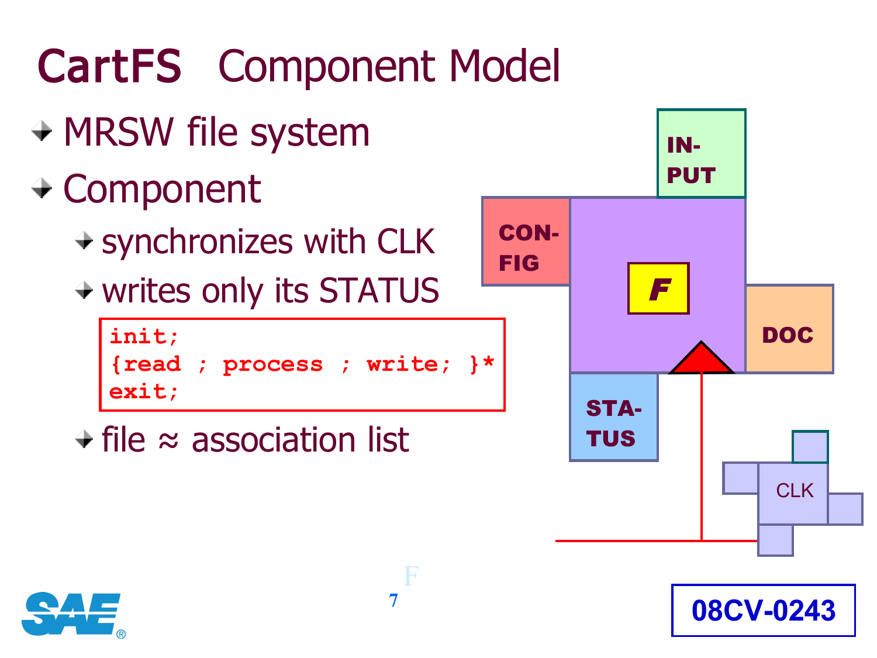# CartFS Component Model

- MRSW file system
- Component
  - synchronizes with CLK
  - writes only its STATUS

```
init;
{read ; process ; write; }*
exit;
```

  - file ≈ association list

IN-PUT

CON-FIG

F

DOC

STA-TUS

CLK

08CV-0243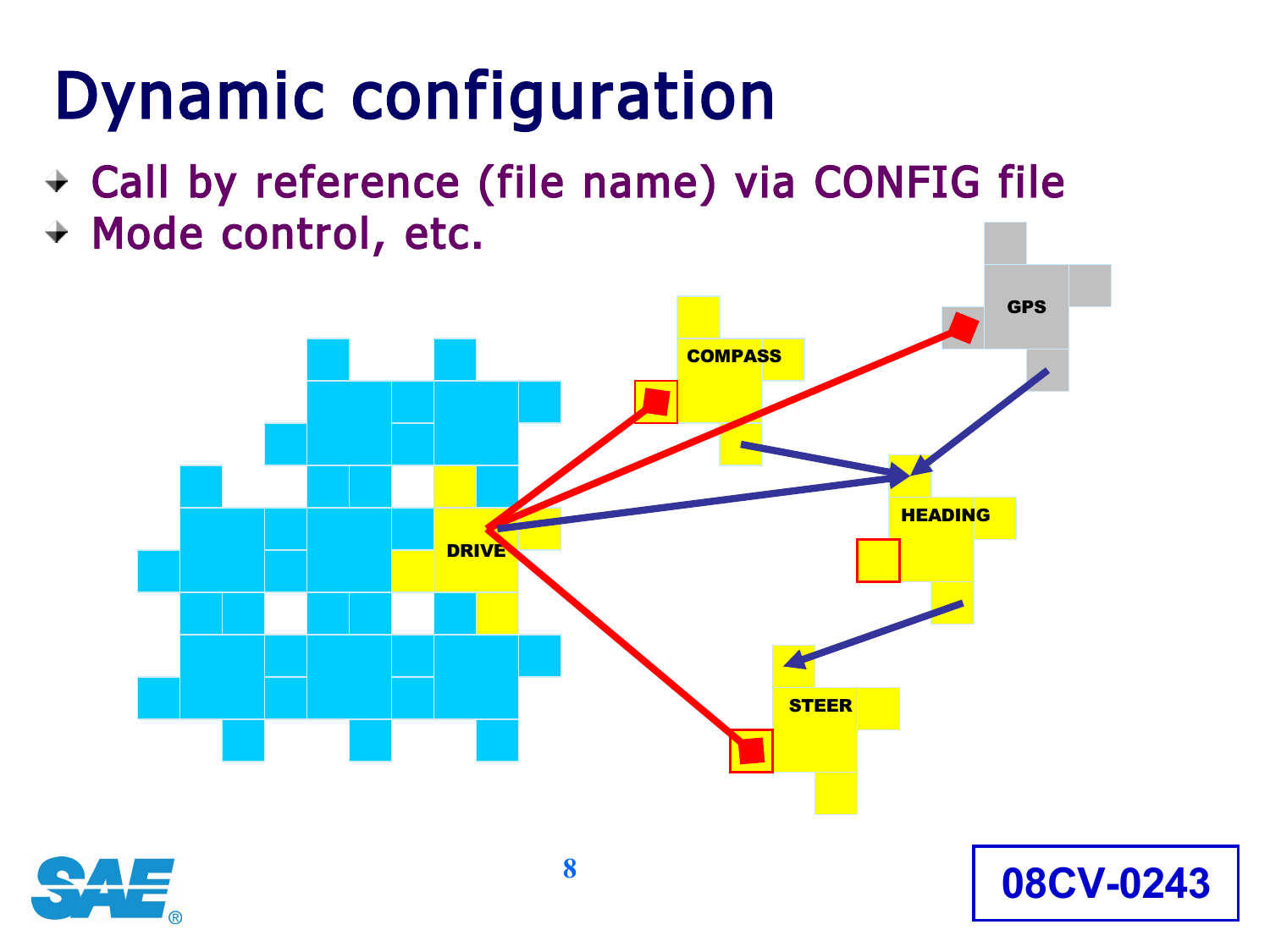# Dynamic configuration

- Call by reference (file name) via CONFIG file
- Mode control, etc.

DRIVE

COMPASS

GPS

HEADING

STEER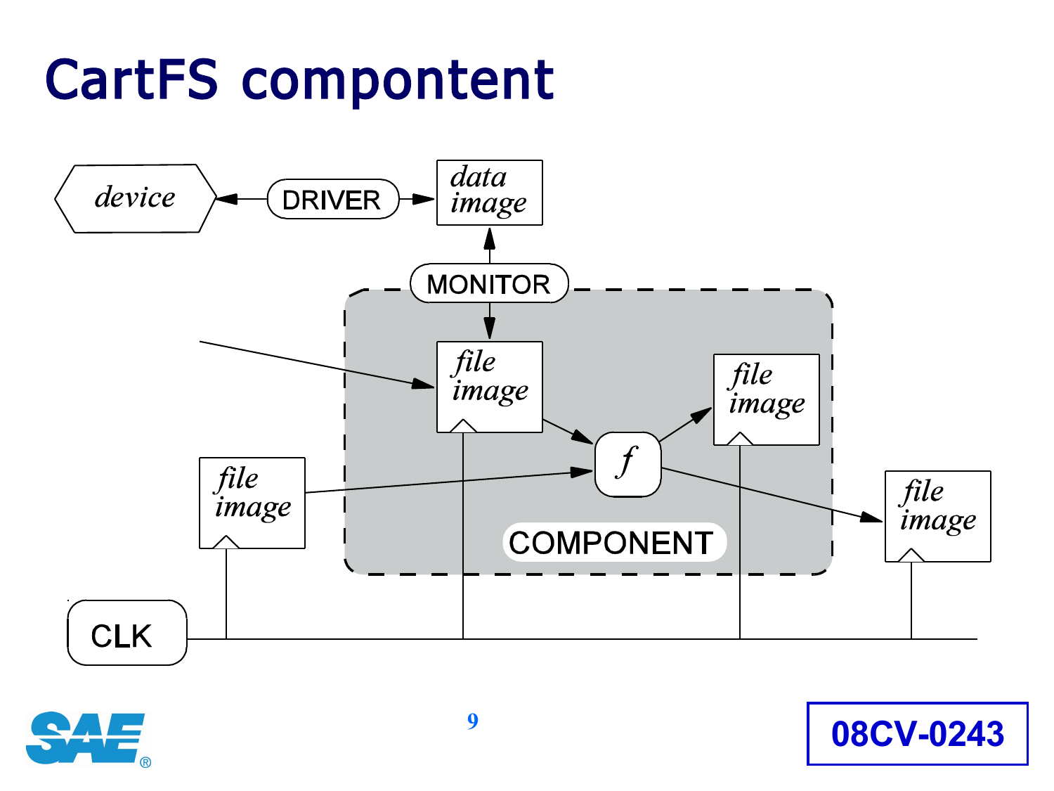# CartFS compontent

device

DRIVER

data image

MONITOR

file image

file image

file image

f

COMPONENT

file image

CLK

08CV-0243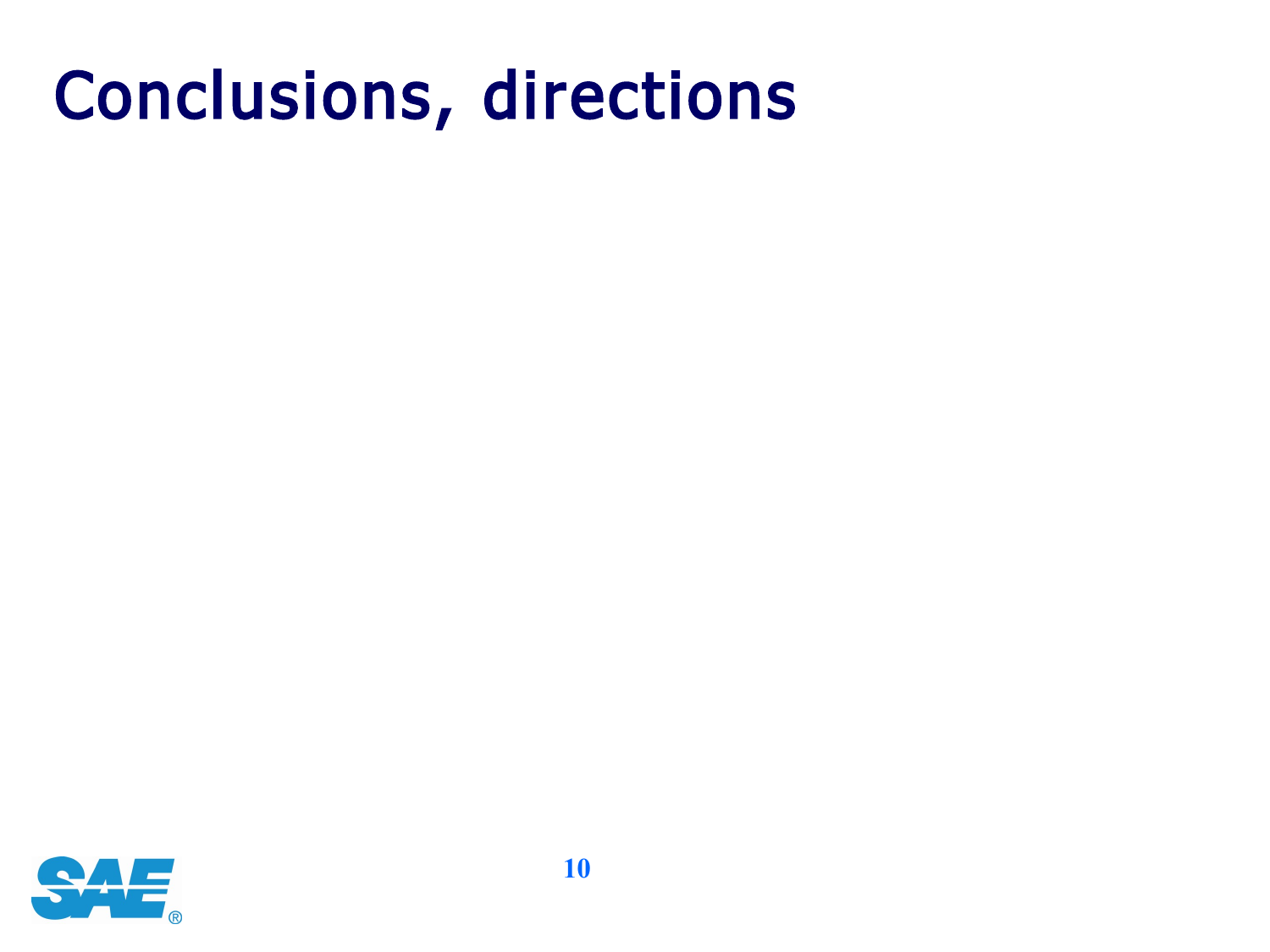# Conclusions, directions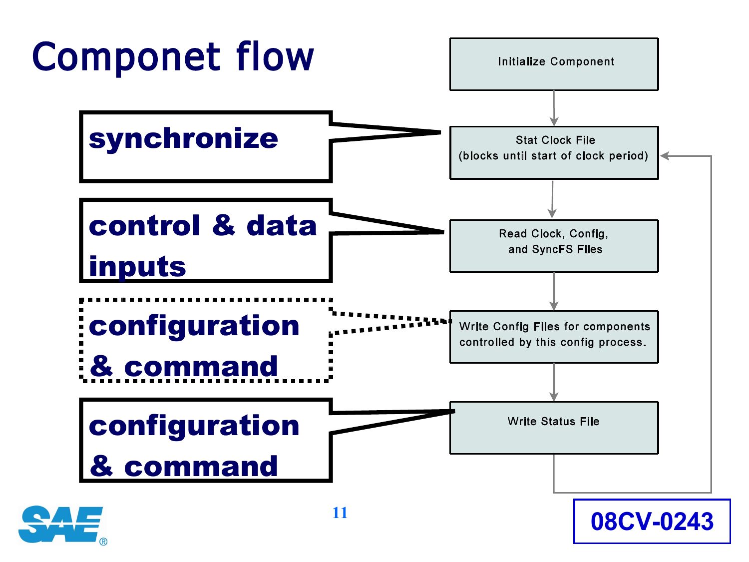# Componet flow

**synchronize**

**control & data inputs**

**configuration & command**

**configuration & command**

Initialize Component

Stat Clock File
(blocks until start of clock period)

Read Clock, Config,
and SyncFS Files

Write Config Files for components controlled by this config process.

Write Status File

08CV-0243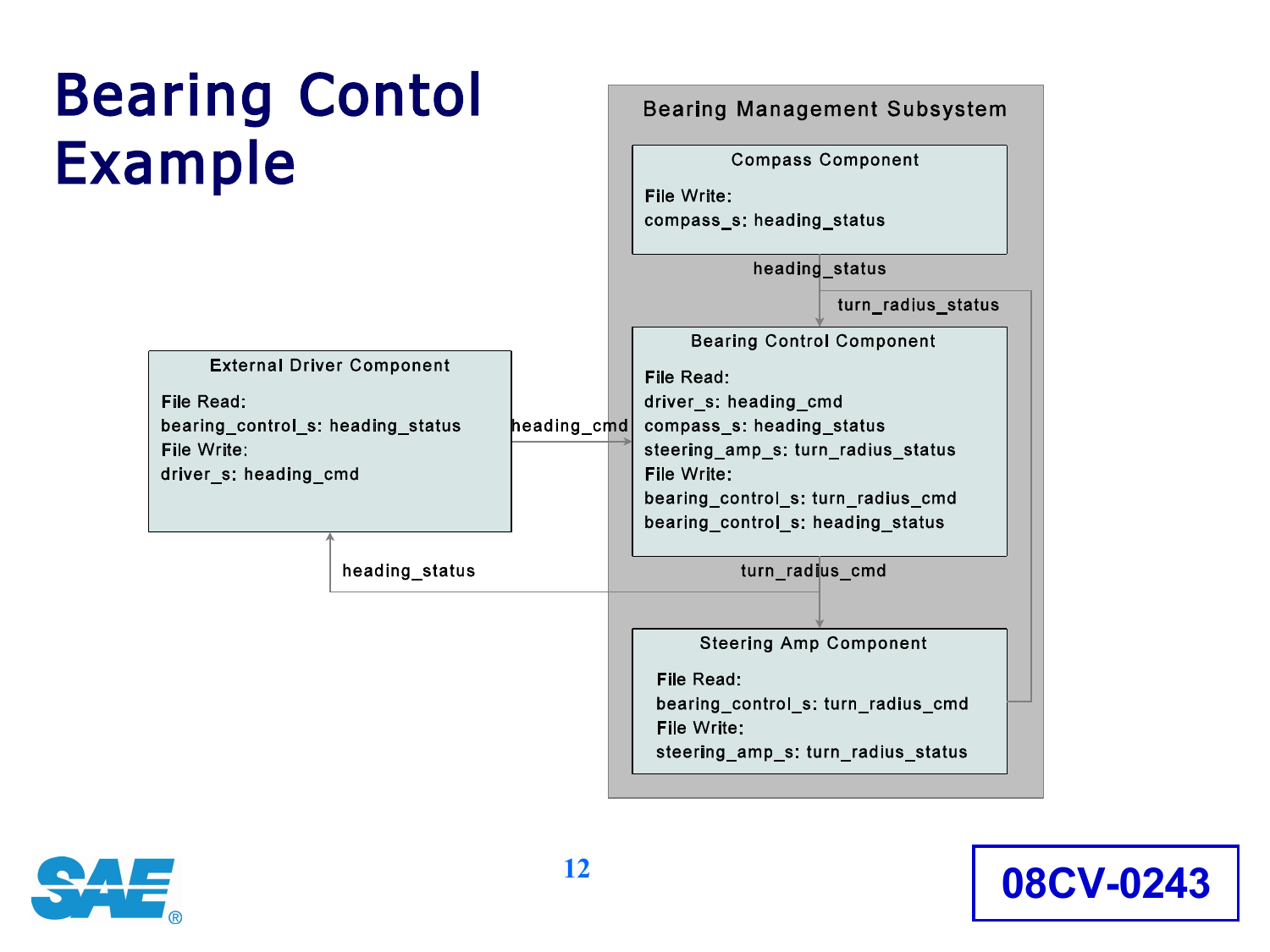# Bearing Contol Example

Bearing Management Subsystem

Compass Component

File Write:
compass_s: heading_status

heading_status

turn_radius_status

Bearing Control Component

File Read:
driver_s: heading_cmd
compass_s: heading_status
steering_amp_s: turn_radius_status
File Write:
bearing_control_s: turn_radius_cmd
bearing_control_s: heading_status

External Driver Component

File Read:
bearing_control_s: heading_status
File Write:
driver_s: heading_cmd

heading_cmd

heading_status

turn_radius_cmd

Steering Amp Component

File Read:
bearing_control_s: turn_radius_cmd
File Write:
steering_amp_s: turn_radius_status

08CV-0243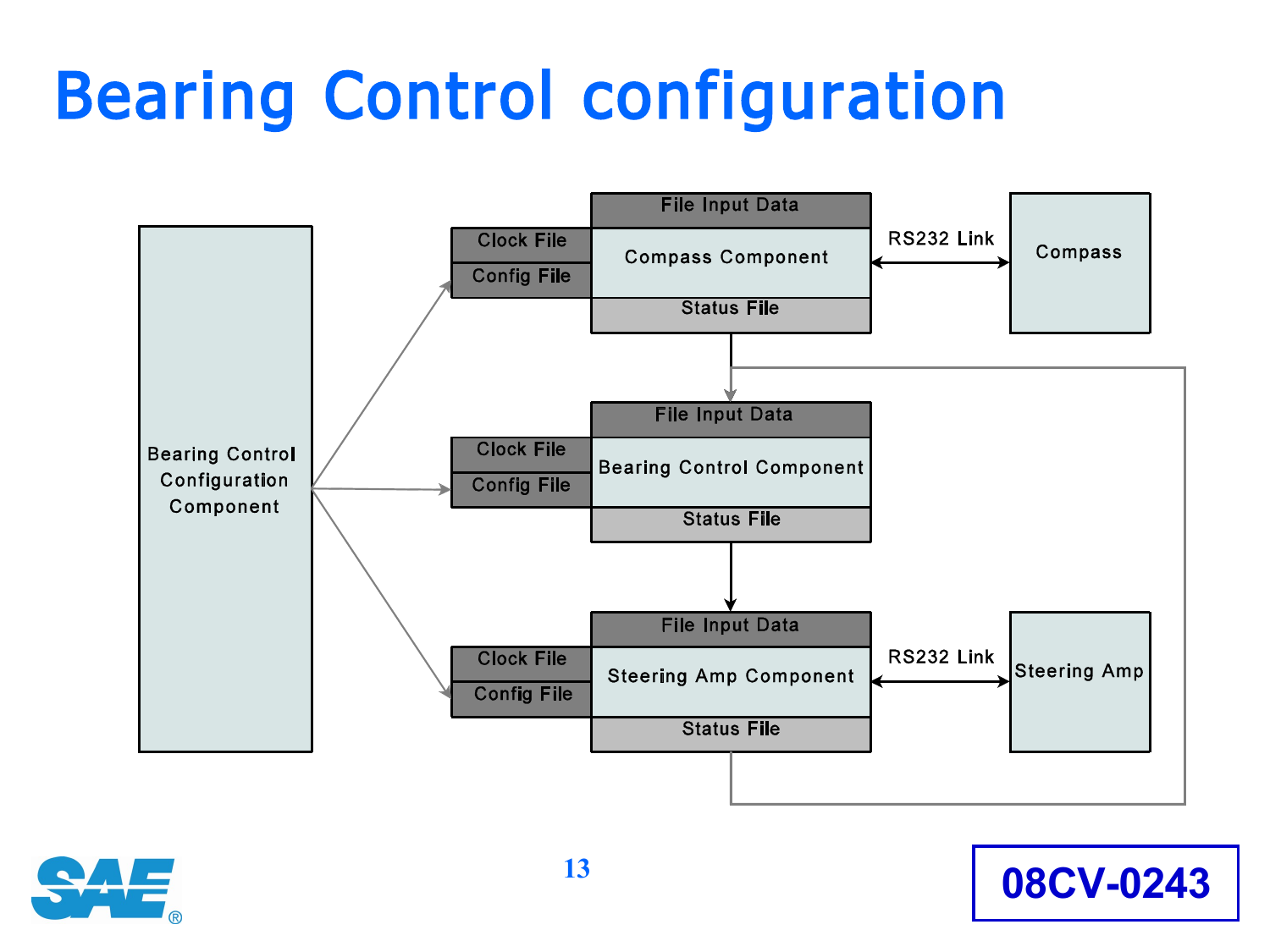# Bearing Control configuration

Bearing Control Configuration Component

Clock File
Config File
File Input Data
Compass Component
Status File
RS232 Link
Compass

Clock File
Config File
File Input Data
Bearing Control Component
Status File

Clock File
Config File
File Input Data
Steering Amp Component
Status File
RS232 Link
Steering Amp

08CV-0243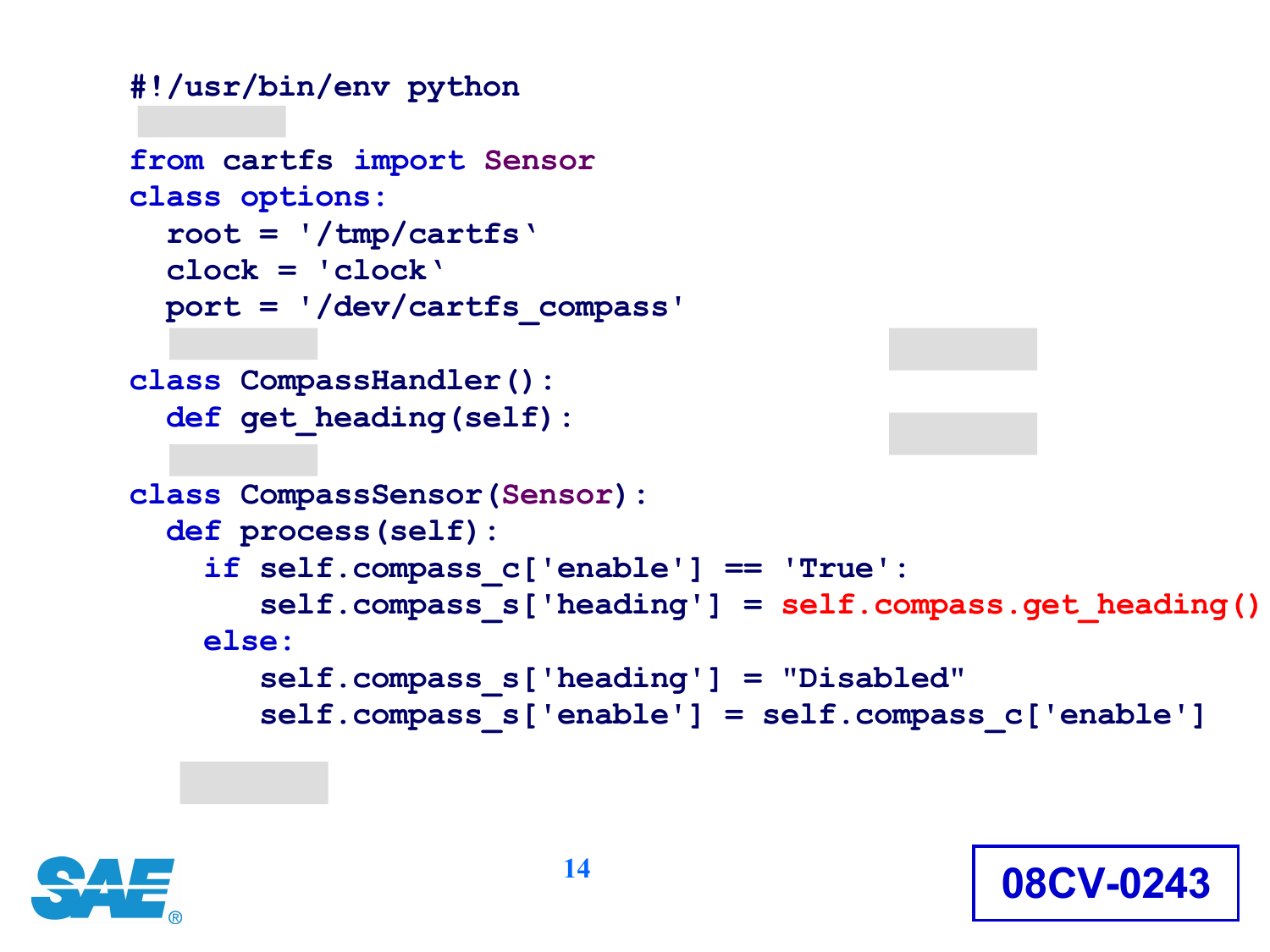```python
#!/usr/bin/env python

from cartfs import Sensor
class options:
  root = '/tmp/cartfs'
  clock = 'clock'
  port = '/dev/cartfs_compass'

class CompassHandler():
  def get_heading(self):

class CompassSensor(Sensor):
  def process(self):
    if self.compass_c['enable'] == 'True':
       self.compass_s['heading'] = self.compass.get_heading()
    else:
       self.compass_s['heading'] = "Disabled"
       self.compass_s['enable'] = self.compass_c['enable']
```

08CV-0243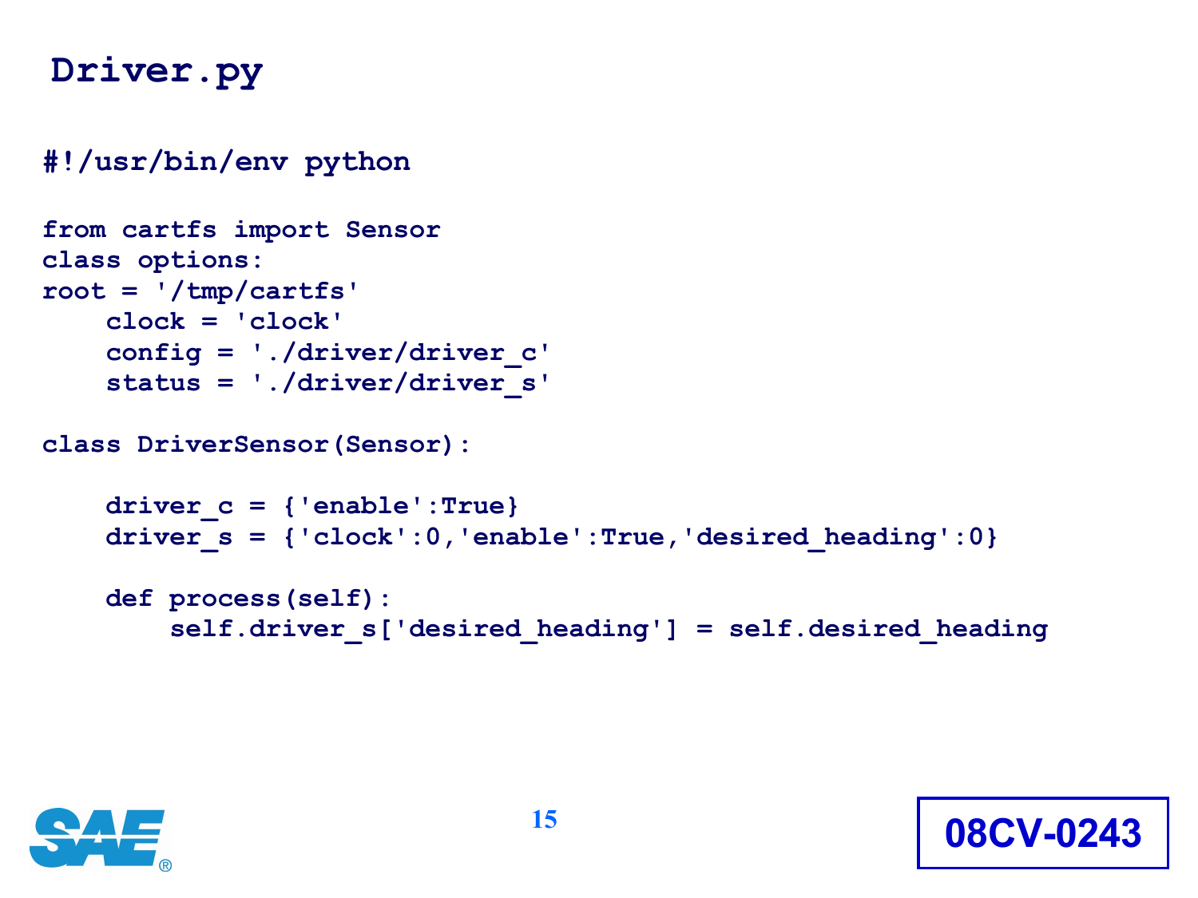# Driver.py

```
#!/usr/bin/env python

from cartfs import Sensor
class options:
root = '/tmp/cartfs'
    clock = 'clock'
    config = './driver/driver_c'
    status = './driver/driver_s'

class DriverSensor(Sensor):

    driver_c = {'enable':True}
    driver_s = {'clock':0,'enable':True,'desired_heading':0}

    def process(self):
        self.driver_s['desired_heading'] = self.desired_heading
```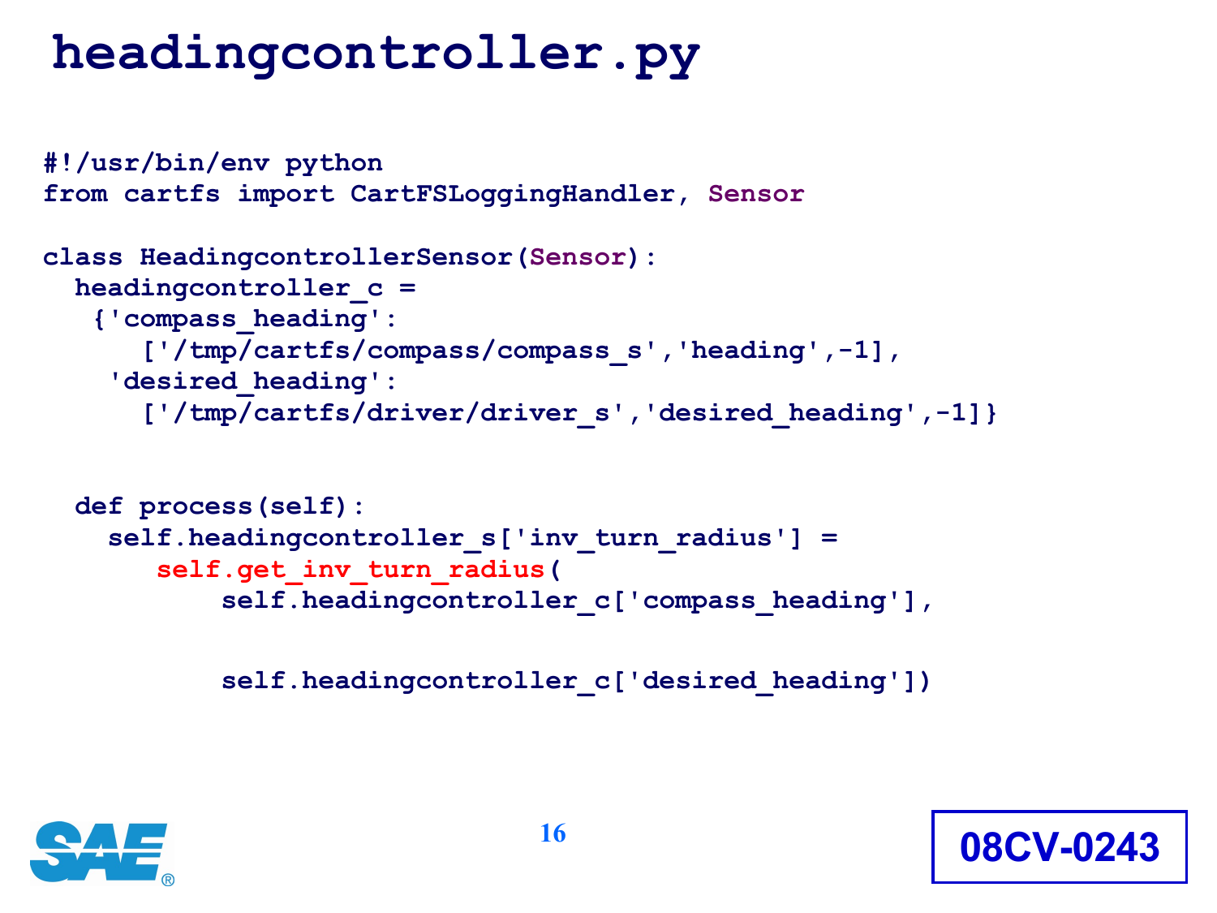# headingcontroller.py

```
#!/usr/bin/env python
from cartfs import CartFSLoggingHandler, Sensor

class HeadingcontrollerSensor(Sensor):
  headingcontroller_c =
   {'compass_heading':
      ['/tmp/cartfs/compass/compass_s','heading',-1],
    'desired_heading':
      ['/tmp/cartfs/driver/driver_s','desired_heading',-1]}


  def process(self):
    self.headingcontroller_s['inv_turn_radius'] =
       self.get_inv_turn_radius(
           self.headingcontroller_c['compass_heading'],


           self.headingcontroller_c['desired_heading'])
```

08CV-0243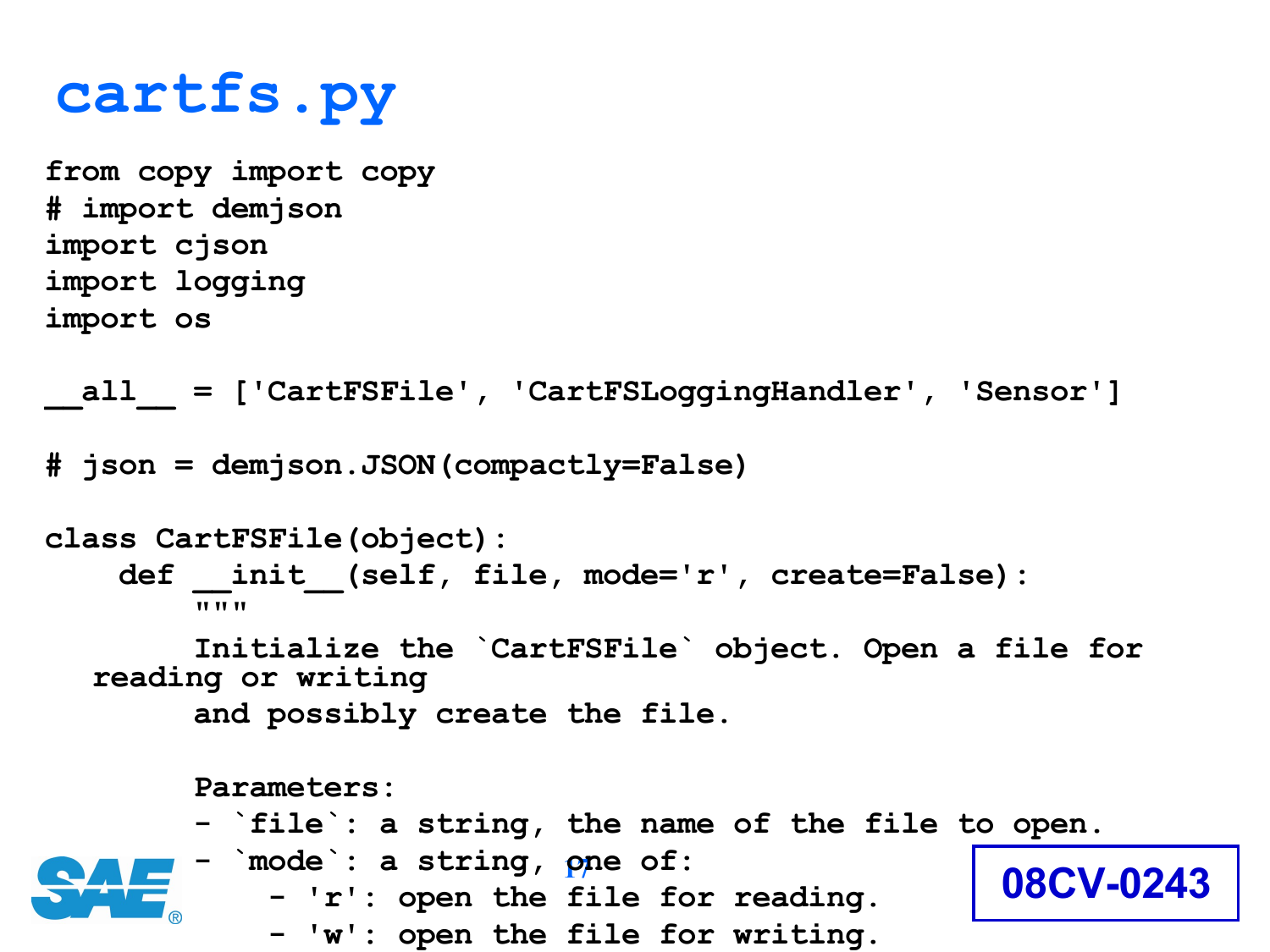# cartfs.py

```
from copy import copy
# import demjson
import cjson
import logging
import os

__all__ = ['CartFSFile', 'CartFSLoggingHandler', 'Sensor']

# json = demjson.JSON(compactly=False)

class CartFSFile(object):
    def __init__(self, file, mode='r', create=False):
        """
        Initialize the `CartFSFile` object. Open a file for
    reading or writing
        and possibly create the file.

        Parameters:
        - `file`: a string, the name of the file to open.
        - `mode`: a string, one of:
            - 'r': open the file for reading.
            - 'w': open the file for writing.
```

08CV-0243